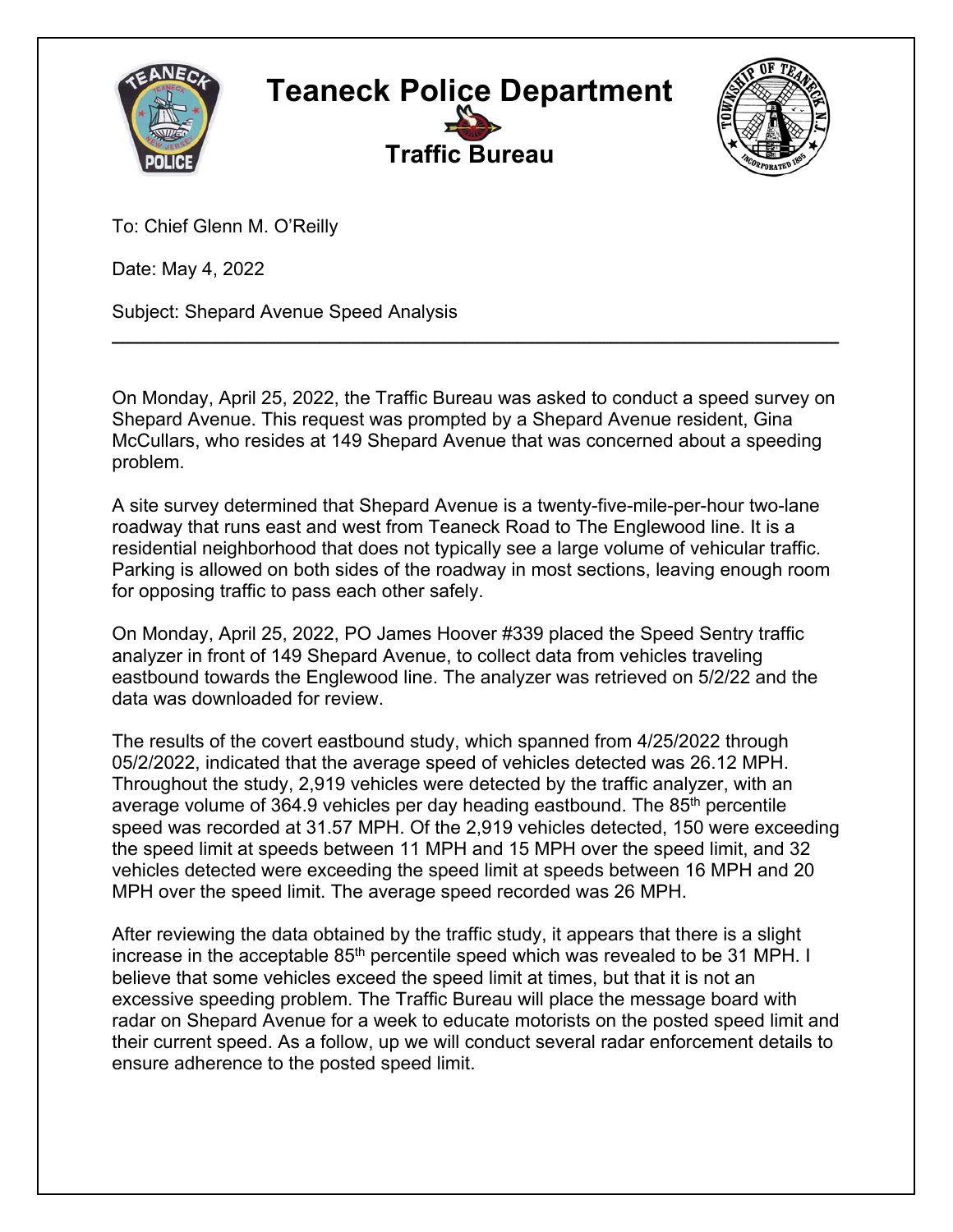# Teaneck Police Department

## Traffic Bureau

To: Chief Glenn M. O'Reilly

Date: May 4, 2022

Subject: Shepard Avenue Speed Analysis

---

On Monday, April 25, 2022, the Traffic Bureau was asked to conduct a speed survey on Shepard Avenue. This request was prompted by a Shepard Avenue resident, Gina McCullars, who resides at 149 Shepard Avenue that was concerned about a speeding problem.

A site survey determined that Shepard Avenue is a twenty-five-mile-per-hour two-lane roadway that runs east and west from Teaneck Road to The Englewood line. It is a residential neighborhood that does not typically see a large volume of vehicular traffic. Parking is allowed on both sides of the roadway in most sections, leaving enough room for opposing traffic to pass each other safely.

On Monday, April 25, 2022, PO James Hoover #339 placed the Speed Sentry traffic analyzer in front of 149 Shepard Avenue, to collect data from vehicles traveling eastbound towards the Englewood line. The analyzer was retrieved on 5/2/22 and the data was downloaded for review.

The results of the covert eastbound study, which spanned from 4/25/2022 through 05/2/2022, indicated that the average speed of vehicles detected was 26.12 MPH. Throughout the study, 2,919 vehicles were detected by the traffic analyzer, with an average volume of 364.9 vehicles per day heading eastbound. The 85th percentile speed was recorded at 31.57 MPH. Of the 2,919 vehicles detected, 150 were exceeding the speed limit at speeds between 11 MPH and 15 MPH over the speed limit, and 32 vehicles detected were exceeding the speed limit at speeds between 16 MPH and 20 MPH over the speed limit. The average speed recorded was 26 MPH.

After reviewing the data obtained by the traffic study, it appears that there is a slight increase in the acceptable 85th percentile speed which was revealed to be 31 MPH. I believe that some vehicles exceed the speed limit at times, but that it is not an excessive speeding problem. The Traffic Bureau will place the message board with radar on Shepard Avenue for a week to educate motorists on the posted speed limit and their current speed. As a follow, up we will conduct several radar enforcement details to ensure adherence to the posted speed limit.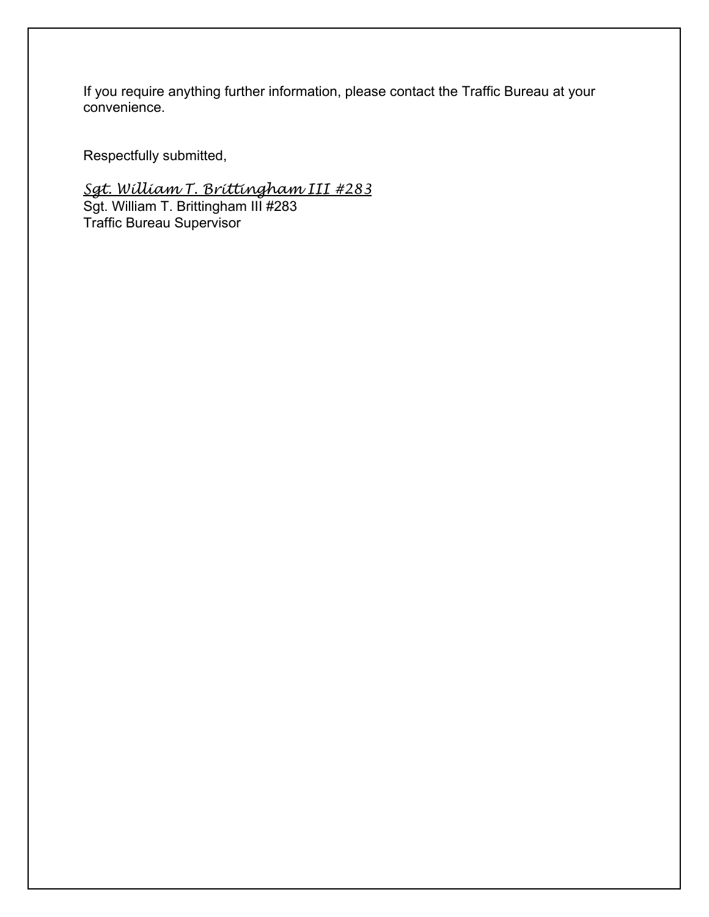If you require anything further information, please contact the Traffic Bureau at your convenience.

Respectfully submitted,

*Sgt. William T. Brittingham III #283*
Sgt. William T. Brittingham III #283
Traffic Bureau Supervisor